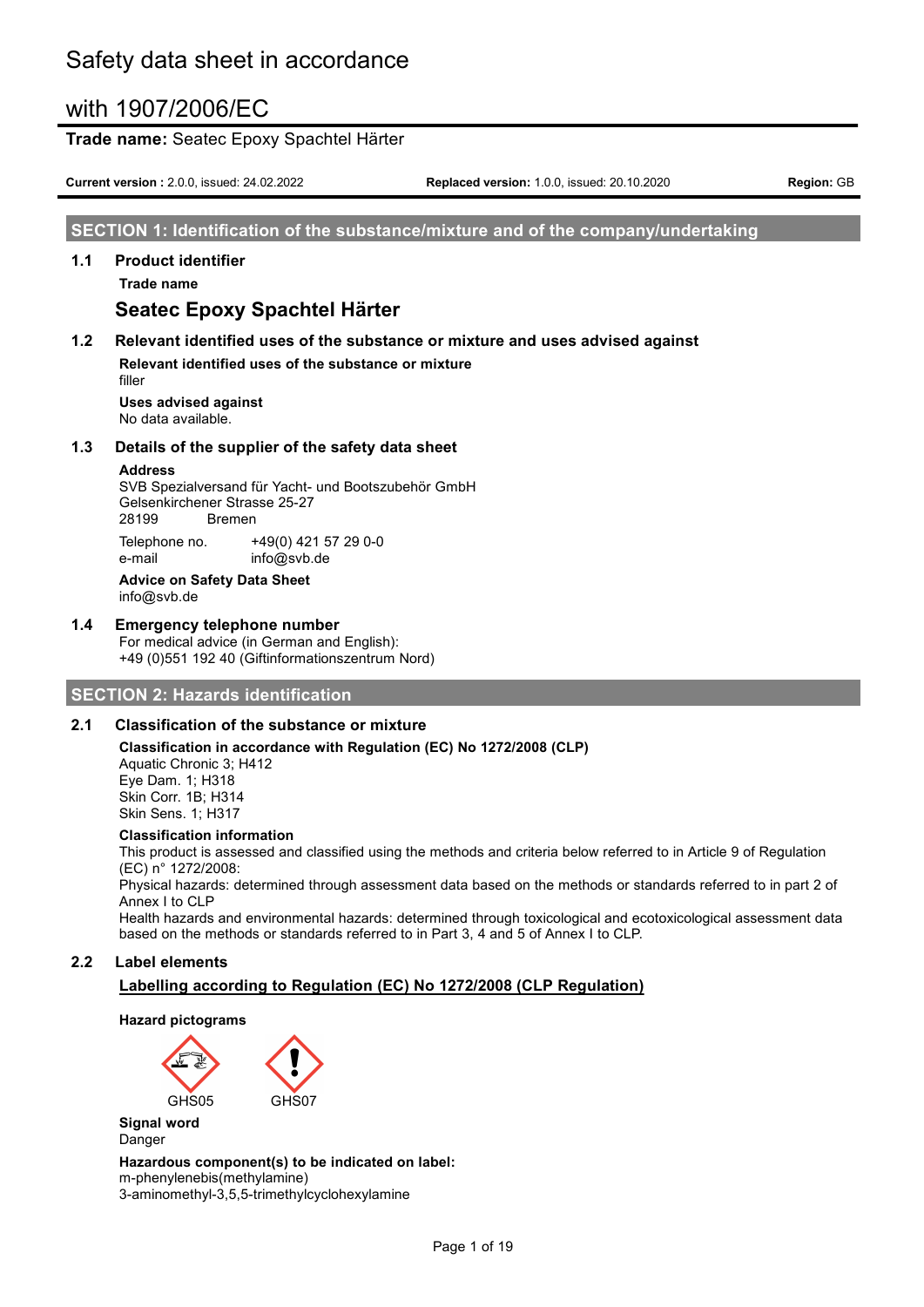# Safety data sheet in accordance with 1907/2006/EC

**Trade name:** Seatec Epoxy Spachtel Härter

**Current version :** 2.0.0, issued: 24.02.2022 | **Replaced version:** 1.0.0, issued: 20.10.2020 | **Region:** GB

## SECTION 1: Identification of the substance/mixture and of the company/undertaking

### 1.1 Product identifier

**Trade name**

**Seatec Epoxy Spachtel Härter**

### 1.2 Relevant identified uses of the substance or mixture and uses advised against

**Relevant identified uses of the substance or mixture**
filler

**Uses advised against**
No data available.

### 1.3 Details of the supplier of the safety data sheet

**Address**
SVB Spezialversand für Yacht- und Bootszubehör GmbH
Gelsenkirchener Strasse 25-27
28199 Bremen

Telephone no. +49(0) 421 57 29 0-0
e-mail info@svb.de

**Advice on Safety Data Sheet**
info@svb.de

### 1.4 Emergency telephone number

For medical advice (in German and English):
+49 (0)551 192 40 (Giftinformationszentrum Nord)

## SECTION 2: Hazards identification

### 2.1 Classification of the substance or mixture

**Classification in accordance with Regulation (EC) No 1272/2008 (CLP)**
Aquatic Chronic 3; H412
Eye Dam. 1; H318
Skin Corr. 1B; H314
Skin Sens. 1; H317

**Classification information**
This product is assessed and classified using the methods and criteria below referred to in Article 9 of Regulation (EC) n° 1272/2008:
Physical hazards: determined through assessment data based on the methods or standards referred to in part 2 of Annex I to CLP
Health hazards and environmental hazards: determined through toxicological and ecotoxicological assessment data based on the methods or standards referred to in Part 3, 4 and 5 of Annex I to CLP.

### 2.2 Label elements

**Labelling according to Regulation (EC) No 1272/2008 (CLP Regulation)**

**Hazard pictograms**

GHS05 GHS07

**Signal word**
Danger

**Hazardous component(s) to be indicated on label:**
m-phenylenebis(methylamine)
3-aminomethyl-3,5,5-trimethylcyclohexylamine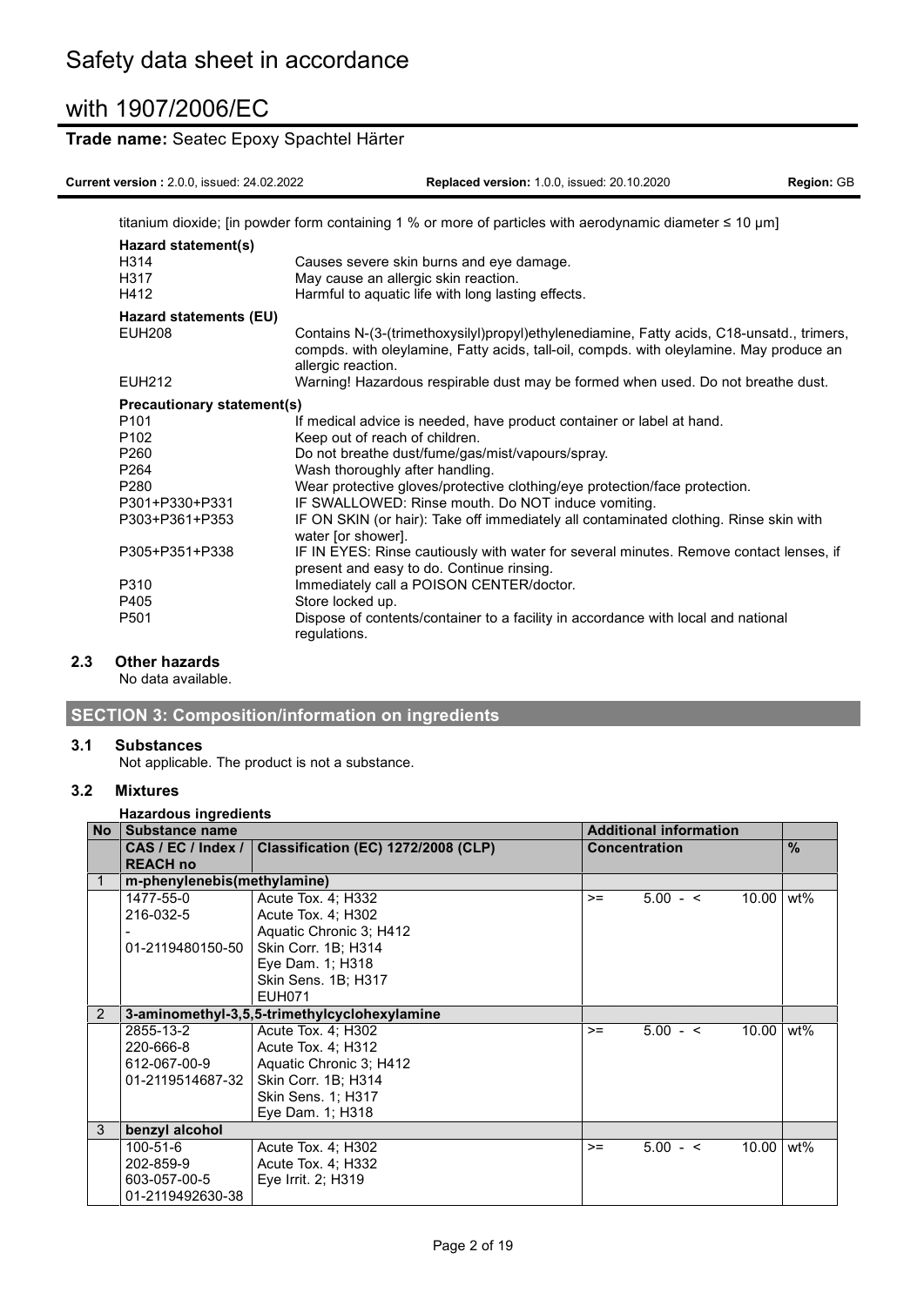titanium dioxide; [in powder form containing 1 % or more of particles with aerodynamic diameter ≤ 10 μm]

**Hazard statement(s)**

| | |
|---|---|
| H314 | Causes severe skin burns and eye damage. |
| H317 | May cause an allergic skin reaction. |
| H412 | Harmful to aquatic life with long lasting effects. |

**Hazard statements (EU)**

| | |
|---|---|
| EUH208 | Contains N-(3-(trimethoxysilyl)propyl)ethylenediamine, Fatty acids, C18-unsatd., trimers, compds. with oleylamine, Fatty acids, tall-oil, compds. with oleylamine. May produce an allergic reaction. |
| EUH212 | Warning! Hazardous respirable dust may be formed when used. Do not breathe dust. |

**Precautionary statement(s)**

| | |
|---|---|
| P101 | If medical advice is needed, have product container or label at hand. |
| P102 | Keep out of reach of children. |
| P260 | Do not breathe dust/fume/gas/mist/vapours/spray. |
| P264 | Wash thoroughly after handling. |
| P280 | Wear protective gloves/protective clothing/eye protection/face protection. |
| P301+P330+P331 | IF SWALLOWED: Rinse mouth. Do NOT induce vomiting. |
| P303+P361+P353 | IF ON SKIN (or hair): Take off immediately all contaminated clothing. Rinse skin with water [or shower]. |
| P305+P351+P338 | IF IN EYES: Rinse cautiously with water for several minutes. Remove contact lenses, if present and easy to do. Continue rinsing. |
| P310 | Immediately call a POISON CENTER/doctor. |
| P405 | Store locked up. |
| P501 | Dispose of contents/container to a facility in accordance with local and national regulations. |

### 2.3 Other hazards

No data available.

## SECTION 3: Composition/information on ingredients

### 3.1 Substances

Not applicable. The product is not a substance.

### 3.2 Mixtures

**Hazardous ingredients**

| No | Substance name | | Additional information | |
|---|---|---|---|---|
| | CAS / EC / Index / REACH no | Classification (EC) 1272/2008 (CLP) | Concentration | % |
| 1 | **m-phenylenebis(methylamine)** | | | |
| | 1477-55-0<br>216-032-5<br>-<br>01-2119480150-50 | Acute Tox. 4; H332<br>Acute Tox. 4; H302<br>Aquatic Chronic 3; H412<br>Skin Corr. 1B; H314<br>Eye Dam. 1; H318<br>Skin Sens. 1B; H317<br>EUH071 | >= 5.00 - < 10.00 | wt% |
| 2 | **3-aminomethyl-3,5,5-trimethylcyclohexylamine** | | | |
| | 2855-13-2<br>220-666-8<br>612-067-00-9<br>01-2119514687-32 | Acute Tox. 4; H302<br>Acute Tox. 4; H312<br>Aquatic Chronic 3; H412<br>Skin Corr. 1B; H314<br>Skin Sens. 1; H317<br>Eye Dam. 1; H318 | >= 5.00 - < 10.00 | wt% |
| 3 | **benzyl alcohol** | | | |
| | 100-51-6<br>202-859-9<br>603-057-00-5<br>01-2119492630-38 | Acute Tox. 4; H302<br>Acute Tox. 4; H332<br>Eye Irrit. 2; H319 | >= 5.00 - < 10.00 | wt% |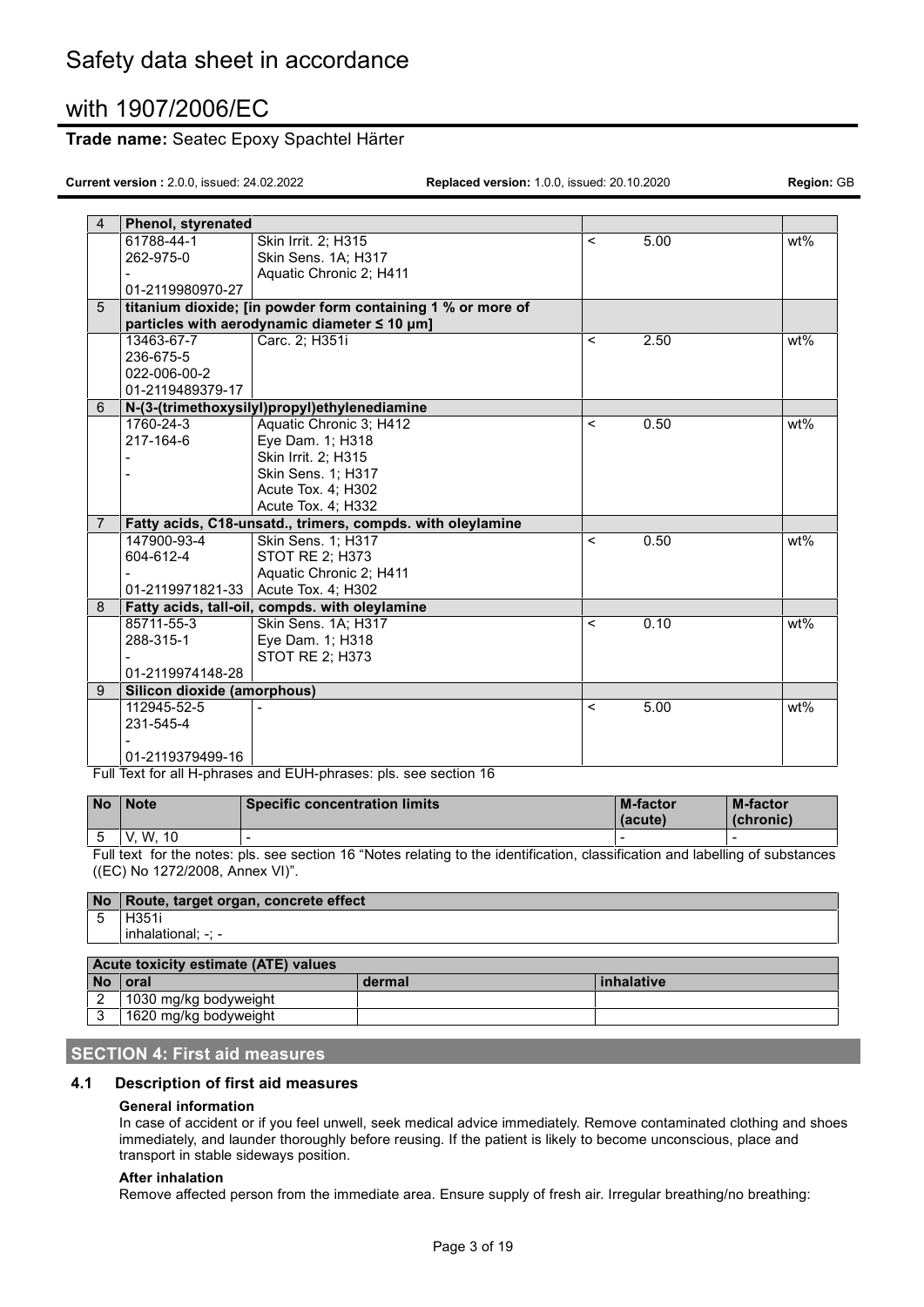| No | Name / Identifiers | Classification | | Concentration | Unit |
|---|---|---|---|---|---|
| 4 | **Phenol, styrenated** | | | | |
| | 61788-44-1<br>262-975-0<br>-<br>01-2119980970-27 | Skin Irrit. 2; H315<br>Skin Sens. 1A; H317<br>Aquatic Chronic 2; H411 | < | 5.00 | wt% |
| 5 | **titanium dioxide; [in powder form containing 1 % or more of particles with aerodynamic diameter ≤ 10 μm]** | | | | |
| | 13463-67-7<br>236-675-5<br>022-006-00-2<br>01-2119489379-17 | Carc. 2; H351i | < | 2.50 | wt% |
| 6 | **N-(3-(trimethoxysilyl)propyl)ethylenediamine** | | | | |
| | 1760-24-3<br>217-164-6<br>-<br>- | Aquatic Chronic 3; H412<br>Eye Dam. 1; H318<br>Skin Irrit. 2; H315<br>Skin Sens. 1; H317<br>Acute Tox. 4; H302<br>Acute Tox. 4; H332 | < | 0.50 | wt% |
| 7 | **Fatty acids, C18-unsatd., trimers, compds. with oleylamine** | | | | |
| | 147900-93-4<br>604-612-4<br>-<br>01-2119971821-33 | Skin Sens. 1; H317<br>STOT RE 2; H373<br>Aquatic Chronic 2; H411<br>Acute Tox. 4; H302 | < | 0.50 | wt% |
| 8 | **Fatty acids, tall-oil, compds. with oleylamine** | | | | |
| | 85711-55-3<br>288-315-1<br>-<br>01-2119974148-28 | Skin Sens. 1A; H317<br>Eye Dam. 1; H318<br>STOT RE 2; H373 | < | 0.10 | wt% |
| 9 | **Silicon dioxide (amorphous)** | | | | |
| | 112945-52-5<br>231-545-4<br>-<br>01-2119379499-16 | - | < | 5.00 | wt% |

Full Text for all H-phrases and EUH-phrases: pls. see section 16

| No | Note | Specific concentration limits | M-factor (acute) | M-factor (chronic) |
|---|---|---|---|---|
| 5 | V, W, 10 | - | - | - |

Full text for the notes: pls. see section 16 “Notes relating to the identification, classification and labelling of substances ((EC) No 1272/2008, Annex VI)”.

| No | Route, target organ, concrete effect |
|---|---|
| 5 | H351i<br>inhalational; -; - |

| Acute toxicity estimate (ATE) values | | | |
|---|---|---|---|
| **No** | **oral** | **dermal** | **inhalative** |
| 2 | 1030 mg/kg bodyweight | | |
| 3 | 1620 mg/kg bodyweight | | |

## SECTION 4: First aid measures

### 4.1 Description of first aid measures

**General information**

In case of accident or if you feel unwell, seek medical advice immediately. Remove contaminated clothing and shoes immediately, and launder thoroughly before reusing. If the patient is likely to become unconscious, place and transport in stable sideways position.

**After inhalation**

Remove affected person from the immediate area. Ensure supply of fresh air. Irregular breathing/no breathing: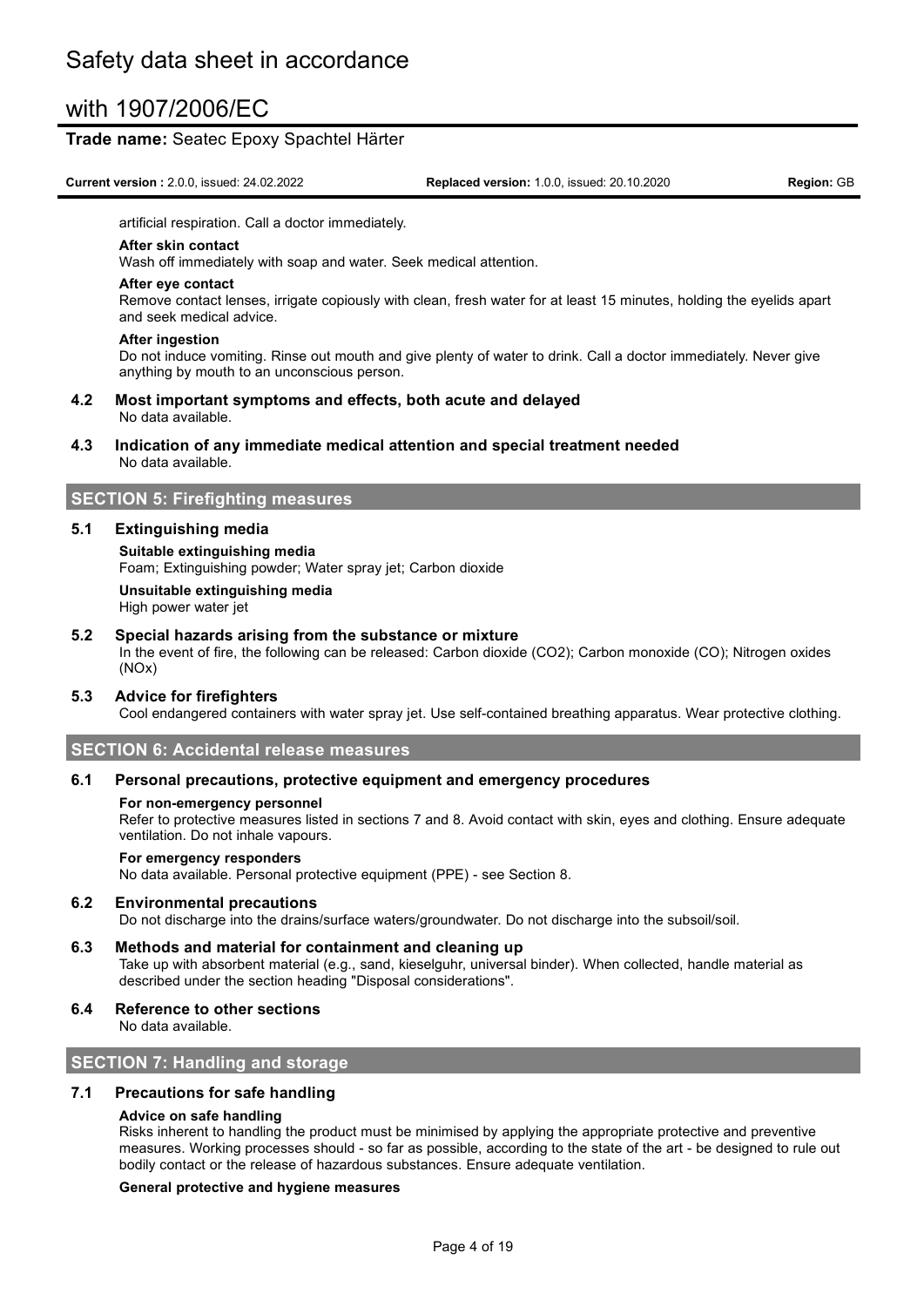artificial respiration. Call a doctor immediately.

**After skin contact**

Wash off immediately with soap and water. Seek medical attention.

**After eye contact**

Remove contact lenses, irrigate copiously with clean, fresh water for at least 15 minutes, holding the eyelids apart and seek medical advice.

**After ingestion**

Do not induce vomiting. Rinse out mouth and give plenty of water to drink. Call a doctor immediately. Never give anything by mouth to an unconscious person.

### 4.2 Most important symptoms and effects, both acute and delayed

No data available.

### 4.3 Indication of any immediate medical attention and special treatment needed

No data available.

## SECTION 5: Firefighting measures

### 5.1 Extinguishing media

**Suitable extinguishing media**

Foam; Extinguishing powder; Water spray jet; Carbon dioxide

**Unsuitable extinguishing media**

High power water jet

### 5.2 Special hazards arising from the substance or mixture

In the event of fire, the following can be released: Carbon dioxide ($CO_2$); Carbon monoxide (CO); Nitrogen oxides ($NO_x$)

### 5.3 Advice for firefighters

Cool endangered containers with water spray jet. Use self-contained breathing apparatus. Wear protective clothing.

## SECTION 6: Accidental release measures

### 6.1 Personal precautions, protective equipment and emergency procedures

**For non-emergency personnel**

Refer to protective measures listed in sections 7 and 8. Avoid contact with skin, eyes and clothing. Ensure adequate ventilation. Do not inhale vapours.

**For emergency responders**

No data available. Personal protective equipment (PPE) - see Section 8.

### 6.2 Environmental precautions

Do not discharge into the drains/surface waters/groundwater. Do not discharge into the subsoil/soil.

### 6.3 Methods and material for containment and cleaning up

Take up with absorbent material (e.g., sand, kieselguhr, universal binder). When collected, handle material as described under the section heading "Disposal considerations".

### 6.4 Reference to other sections

No data available.

## SECTION 7: Handling and storage

### 7.1 Precautions for safe handling

**Advice on safe handling**

Risks inherent to handling the product must be minimised by applying the appropriate protective and preventive measures. Working processes should - so far as possible, according to the state of the art - be designed to rule out bodily contact or the release of hazardous substances. Ensure adequate ventilation.

**General protective and hygiene measures**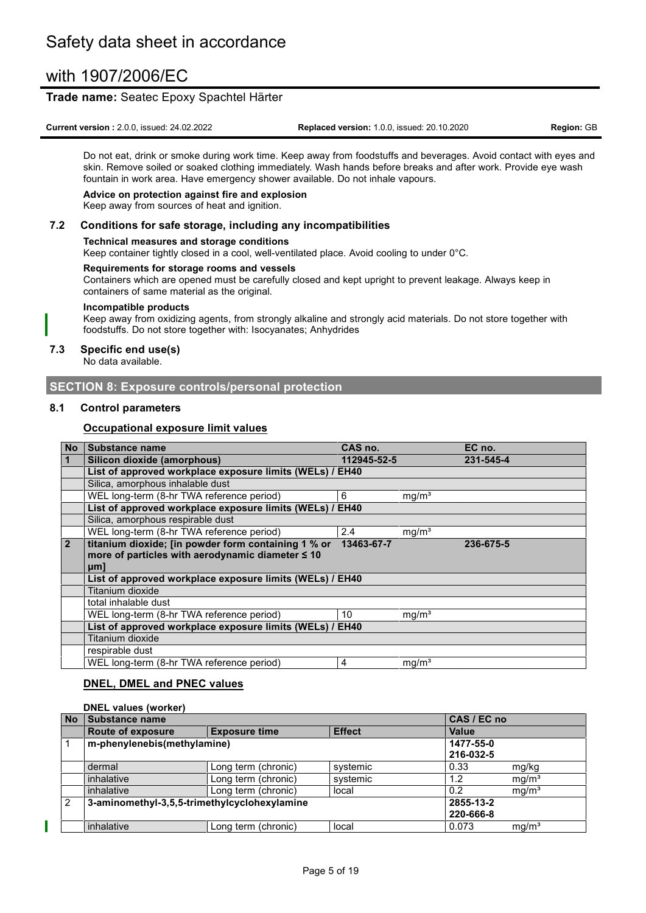Do not eat, drink or smoke during work time. Keep away from foodstuffs and beverages. Avoid contact with eyes and skin. Remove soiled or soaked clothing immediately. Wash hands before breaks and after work. Provide eye wash fountain in work area. Have emergency shower available. Do not inhale vapours.

**Advice on protection against fire and explosion**

Keep away from sources of heat and ignition.

### 7.2 Conditions for safe storage, including any incompatibilities

**Technical measures and storage conditions**

Keep container tightly closed in a cool, well-ventilated place. Avoid cooling to under 0°C.

**Requirements for storage rooms and vessels**

Containers which are opened must be carefully closed and kept upright to prevent leakage. Always keep in containers of same material as the original.

**Incompatible products**

Keep away from oxidizing agents, from strongly alkaline and strongly acid materials. Do not store together with foodstuffs. Do not store together with: Isocyanates; Anhydrides

### 7.3 Specific end use(s)

No data available.

## SECTION 8: Exposure controls/personal protection

### 8.1 Control parameters

**Occupational exposure limit values**

| No | Substance name | CAS no. | | EC no. |
|---|---|---|---|---|
| 1 | **Silicon dioxide (amorphous)** | **112945-52-5** | | **231-545-4** |
| | **List of approved workplace exposure limits (WELs) / EH40** | | | |
| | Silica, amorphous inhalable dust | | | |
| | WEL long-term (8-hr TWA reference period) | 6 | mg/m³ | |
| | **List of approved workplace exposure limits (WELs) / EH40** | | | |
| | Silica, amorphous respirable dust | | | |
| | WEL long-term (8-hr TWA reference period) | 2.4 | mg/m³ | |
| 2 | **titanium dioxide; [in powder form containing 1 % or more of particles with aerodynamic diameter ≤ 10 μm]** | **13463-67-7** | | **236-675-5** |
| | **List of approved workplace exposure limits (WELs) / EH40** | | | |
| | Titanium dioxide | | | |
| | total inhalable dust | | | |
| | WEL long-term (8-hr TWA reference period) | 10 | mg/m³ | |
| | **List of approved workplace exposure limits (WELs) / EH40** | | | |
| | Titanium dioxide | | | |
| | respirable dust | | | |
| | WEL long-term (8-hr TWA reference period) | 4 | mg/m³ | |

**DNEL, DMEL and PNEC values**

**DNEL values (worker)**

| No | Substance name | | | CAS / EC no | |
|---|---|---|---|---|---|
| | **Route of exposure** | **Exposure time** | **Effect** | **Value** | |
| 1 | **m-phenylenebis(methylamine)** | | | **1477-55-0**<br>**216-032-5** | |
| | dermal | Long term (chronic) | systemic | 0.33 | mg/kg |
| | inhalative | Long term (chronic) | systemic | 1.2 | mg/m³ |
| | inhalative | Long term (chronic) | local | 0.2 | mg/m³ |
| 2 | **3-aminomethyl-3,5,5-trimethylcyclohexylamine** | | | **2855-13-2**<br>**220-666-8** | |
| | inhalative | Long term (chronic) | local | 0.073 | mg/m³ |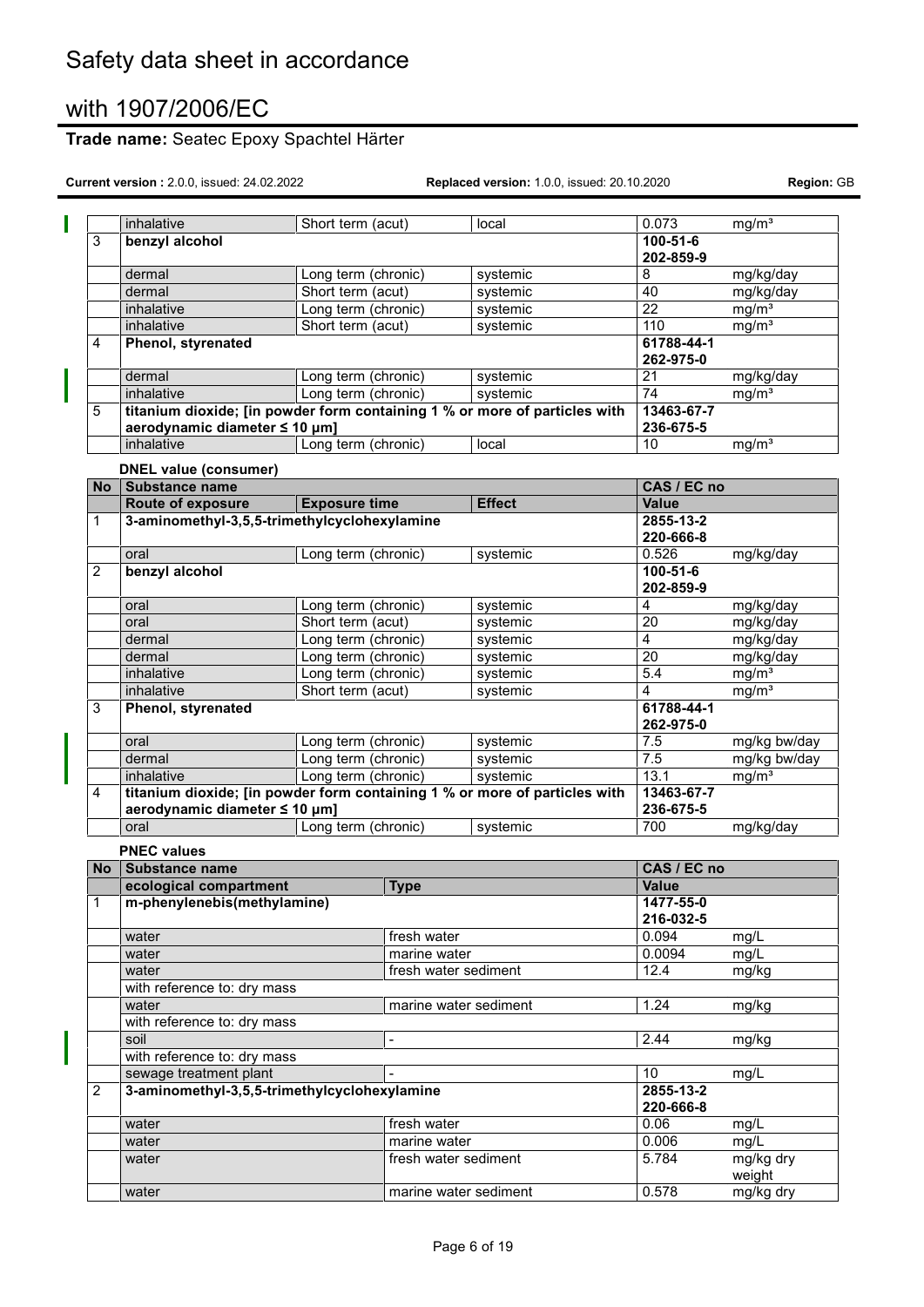| | inhalative | Short term (acut) | local | 0.073 | mg/m³ |
|---|---|---|---|---|---|
| 3 | **benzyl alcohol** | | | **100-51-6**<br>**202-859-9** | |
| | dermal | Long term (chronic) | systemic | 8 | mg/kg/day |
| | dermal | Short term (acut) | systemic | 40 | mg/kg/day |
| | inhalative | Long term (chronic) | systemic | 22 | mg/m³ |
| | inhalative | Short term (acut) | systemic | 110 | mg/m³ |
| 4 | **Phenol, styrenated** | | | **61788-44-1**<br>**262-975-0** | |
| | dermal | Long term (chronic) | systemic | 21 | mg/kg/day |
| | inhalative | Long term (chronic) | systemic | 74 | mg/m³ |
| 5 | **titanium dioxide; [in powder form containing 1 % or more of particles with aerodynamic diameter ≤ 10 μm]** | | | **13463-67-7**<br>**236-675-5** | |
| | inhalative | Long term (chronic) | local | 10 | mg/m³ |

**DNEL value (consumer)**

| No | Substance name | | | CAS / EC no | |
|---|---|---|---|---|---|
| | **Route of exposure** | **Exposure time** | **Effect** | **Value** | |
| 1 | **3-aminomethyl-3,5,5-trimethylcyclohexylamine** | | | **2855-13-2**<br>**220-666-8** | |
| | oral | Long term (chronic) | systemic | 0.526 | mg/kg/day |
| 2 | **benzyl alcohol** | | | **100-51-6**<br>**202-859-9** | |
| | oral | Long term (chronic) | systemic | 4 | mg/kg/day |
| | oral | Short term (acut) | systemic | 20 | mg/kg/day |
| | dermal | Long term (chronic) | systemic | 4 | mg/kg/day |
| | dermal | Long term (chronic) | systemic | 20 | mg/kg/day |
| | inhalative | Long term (chronic) | systemic | 5.4 | mg/m³ |
| | inhalative | Short term (acut) | systemic | 4 | mg/m³ |
| 3 | **Phenol, styrenated** | | | **61788-44-1**<br>**262-975-0** | |
| | oral | Long term (chronic) | systemic | 7.5 | mg/kg bw/day |
| | dermal | Long term (chronic) | systemic | 7.5 | mg/kg bw/day |
| | inhalative | Long term (chronic) | systemic | 13.1 | mg/m³ |
| 4 | **titanium dioxide; [in powder form containing 1 % or more of particles with aerodynamic diameter ≤ 10 μm]** | | | **13463-67-7**<br>**236-675-5** | |
| | oral | Long term (chronic) | systemic | 700 | mg/kg/day |

**PNEC values**

| No | Substance name | | CAS / EC no | |
|---|---|---|---|---|
| | **ecological compartment** | **Type** | **Value** | |
| 1 | **m-phenylenebis(methylamine)** | | **1477-55-0**<br>**216-032-5** | |
| | water | fresh water | 0.094 | mg/L |
| | water | marine water | 0.0094 | mg/L |
| | water | fresh water sediment | 12.4 | mg/kg |
| | with reference to: dry mass | | | |
| | water | marine water sediment | 1.24 | mg/kg |
| | with reference to: dry mass | | | |
| | soil | - | 2.44 | mg/kg |
| | with reference to: dry mass | | | |
| | sewage treatment plant | - | 10 | mg/L |
| 2 | **3-aminomethyl-3,5,5-trimethylcyclohexylamine** | | **2855-13-2**<br>**220-666-8** | |
| | water | fresh water | 0.06 | mg/L |
| | water | marine water | 0.006 | mg/L |
| | water | fresh water sediment | 5.784 | mg/kg dry weight |
| | water | marine water sediment | 0.578 | mg/kg dry |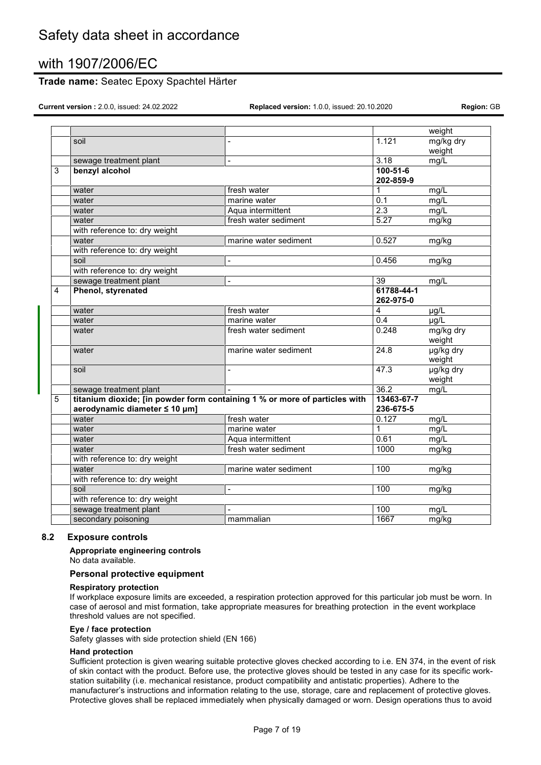| | | | | |
|---|---|---|---|---|
| | | | | weight |
| | soil | - | 1.121 | mg/kg dry weight |
| | sewage treatment plant | - | 3.18 | mg/L |
| 3 | **benzyl alcohol** | | **100-51-6 202-859-9** | |
| | water | fresh water | 1 | mg/L |
| | water | marine water | 0.1 | mg/L |
| | water | Aqua intermittent | 2.3 | mg/L |
| | water | fresh water sediment | 5.27 | mg/kg |
| | with reference to: dry weight | | | |
| | water | marine water sediment | 0.527 | mg/kg |
| | with reference to: dry weight | | | |
| | soil | - | 0.456 | mg/kg |
| | with reference to: dry weight | | | |
| | sewage treatment plant | - | 39 | mg/L |
| 4 | **Phenol, styrenated** | | **61788-44-1 262-975-0** | |
| | water | fresh water | 4 | µg/L |
| | water | marine water | 0.4 | µg/L |
| | water | fresh water sediment | 0.248 | mg/kg dry weight |
| | water | marine water sediment | 24.8 | µg/kg dry weight |
| | soil | - | 47.3 | µg/kg dry weight |
| | sewage treatment plant | - | 36.2 | mg/L |
| 5 | **titanium dioxide; [in powder form containing 1 % or more of particles with aerodynamic diameter ≤ 10 µm]** | | **13463-67-7 236-675-5** | |
| | water | fresh water | 0.127 | mg/L |
| | water | marine water | 1 | mg/L |
| | water | Aqua intermittent | 0.61 | mg/L |
| | water | fresh water sediment | 1000 | mg/kg |
| | with reference to: dry weight | | | |
| | water | marine water sediment | 100 | mg/kg |
| | with reference to: dry weight | | | |
| | soil | - | 100 | mg/kg |
| | with reference to: dry weight | | | |
| | sewage treatment plant | - | 100 | mg/L |
| | secondary poisoning | mammalian | 1667 | mg/kg |

## 8.2 Exposure controls

**Appropriate engineering controls**

No data available.

### Personal protective equipment

**Respiratory protection**

If workplace exposure limits are exceeded, a respiration protection approved for this particular job must be worn. In case of aerosol and mist formation, take appropriate measures for breathing protection in the event workplace threshold values are not specified.

**Eye / face protection**

Safety glasses with side protection shield (EN 166)

**Hand protection**

Sufficient protection is given wearing suitable protective gloves checked according to i.e. EN 374, in the event of risk of skin contact with the product. Before use, the protective gloves should be tested in any case for its specific work-station suitability (i.e. mechanical resistance, product compatibility and antistatic properties). Adhere to the manufacturer's instructions and information relating to the use, storage, care and replacement of protective gloves. Protective gloves shall be replaced immediately when physically damaged or worn. Design operations thus to avoid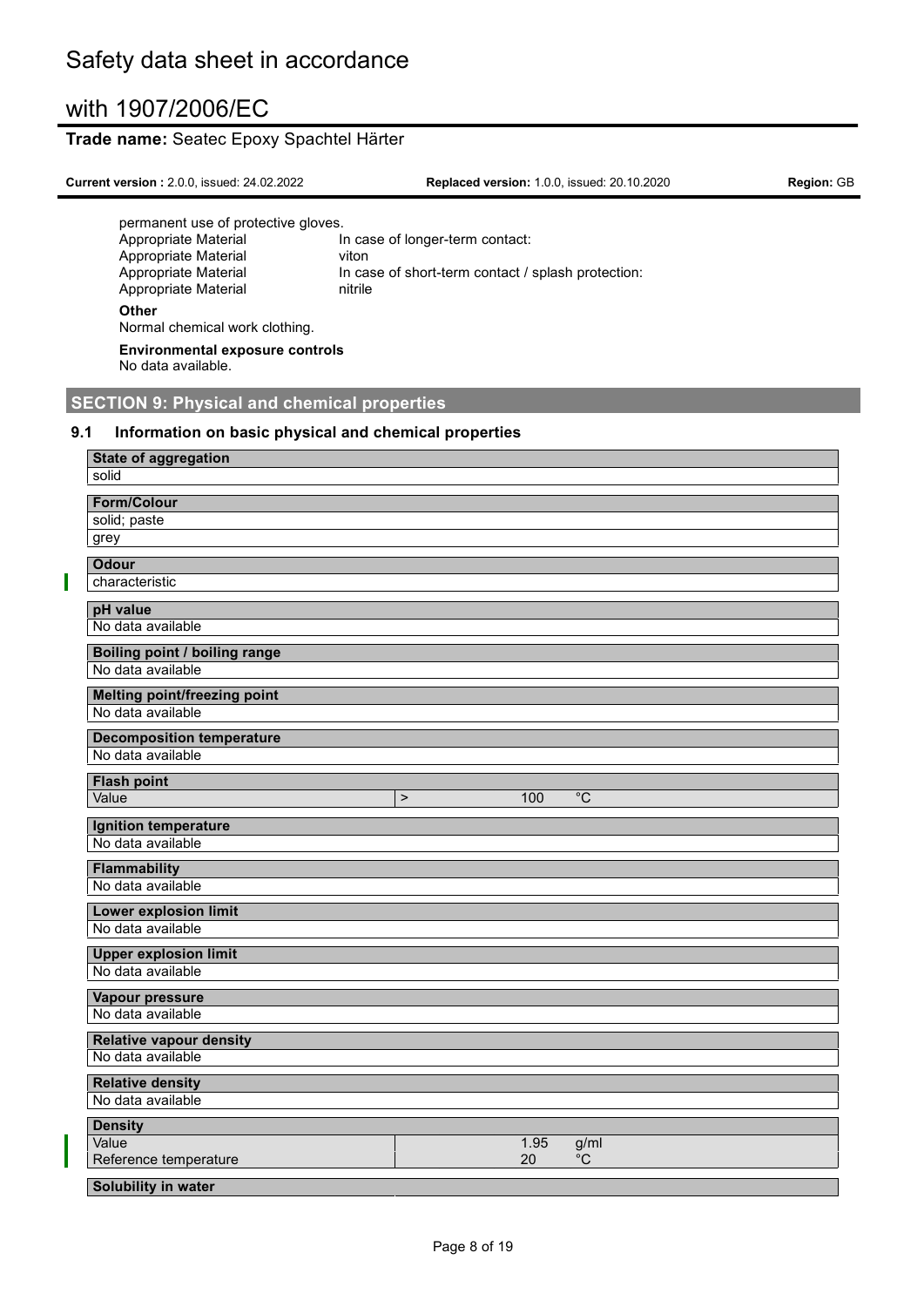permanent use of protective gloves.

| | |
|---|---|
| Appropriate Material | In case of longer-term contact: |
| Appropriate Material | viton |
| Appropriate Material | In case of short-term contact / splash protection: |
| Appropriate Material | nitrile |

**Other**

Normal chemical work clothing.

**Environmental exposure controls**

No data available.

## SECTION 9: Physical and chemical properties

### 9.1 Information on basic physical and chemical properties

| **State of aggregation** | | | |
|---|---|---|---|
| solid | | | |

| **Form/Colour** |
|---|
| solid; paste |
| grey |

| **Odour** |
|---|
| characteristic |

| **pH value** |
|---|
| No data available |

| **Boiling point / boiling range** |
|---|
| No data available |

| **Melting point/freezing point** |
|---|
| No data available |

| **Decomposition temperature** |
|---|
| No data available |

| **Flash point** | | | |
|---|---|---|---|
| Value | > | 100 | °C |

| **Ignition temperature** |
|---|
| No data available |

| **Flammability** |
|---|
| No data available |

| **Lower explosion limit** |
|---|
| No data available |

| **Upper explosion limit** |
|---|
| No data available |

| **Vapour pressure** |
|---|
| No data available |

| **Relative vapour density** |
|---|
| No data available |

| **Relative density** |
|---|
| No data available |

| **Density** | | |
|---|---|---|
| Value | 1.95 | g/ml |
| Reference temperature | 20 | °C |

| **Solubility in water** |
|---|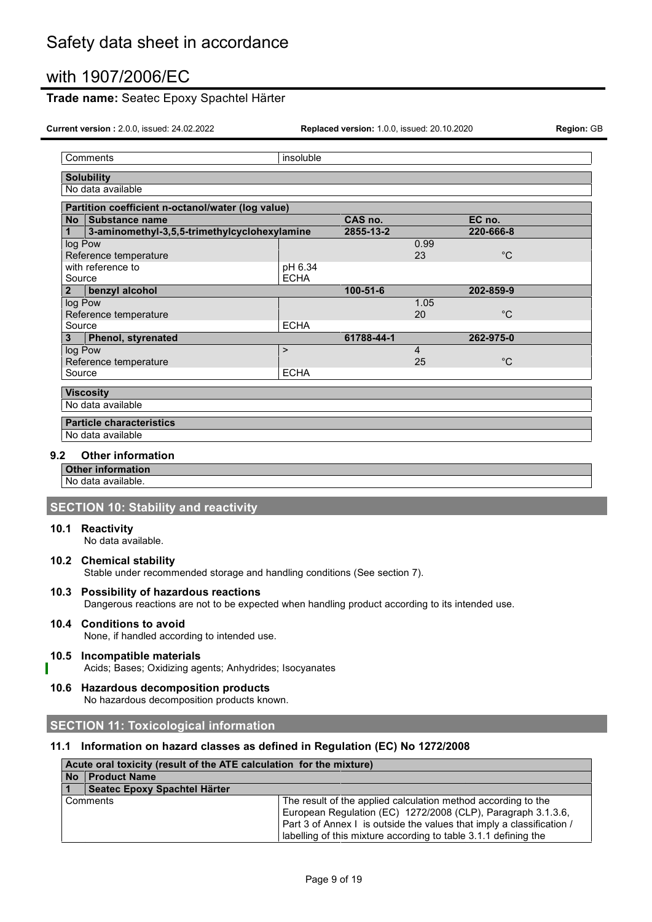| Comments | insoluble |
|---|---|

| Solubility |
|---|
| No data available |

| Partition coefficient n-octanol/water (log value) | | | | |
|---|---|---|---|---|
| **No** | **Substance name** | | **CAS no.** | **EC no.** |
| **1** | **3-aminomethyl-3,5,5-trimethylcyclohexylamine** | | **2855-13-2** | **220-666-8** |
| log Pow | | | 0.99 | |
| Reference temperature | | | 23 | °C |
| with reference to | | pH 6.34 | | |
| Source | | ECHA | | |
| **2** | **benzyl alcohol** | | **100-51-6** | **202-859-9** |
| log Pow | | | 1.05 | |
| Reference temperature | | | 20 | °C |
| Source | | ECHA | | |
| **3** | **Phenol, styrenated** | | **61788-44-1** | **262-975-0** |
| log Pow | | > | 4 | |
| Reference temperature | | | 25 | °C |
| Source | | ECHA | | |

| Viscosity |
|---|
| No data available |

| Particle characteristics |
|---|
| No data available |

### 9.2 Other information

| Other information |
|---|
| No data available. |

## SECTION 10: Stability and reactivity

### 10.1 Reactivity
No data available.

### 10.2 Chemical stability
Stable under recommended storage and handling conditions (See section 7).

### 10.3 Possibility of hazardous reactions
Dangerous reactions are not to be expected when handling product according to its intended use.

### 10.4 Conditions to avoid
None, if handled according to intended use.

### 10.5 Incompatible materials
Acids; Bases; Oxidizing agents; Anhydrides; Isocyanates

### 10.6 Hazardous decomposition products
No hazardous decomposition products known.

## SECTION 11: Toxicological information

### 11.1 Information on hazard classes as defined in Regulation (EC) No 1272/2008

| Acute oral toxicity (result of the ATE calculation for the mixture) | | |
|---|---|---|
| **No** | **Product Name** | |
| **1** | **Seatec Epoxy Spachtel Härter** | |
| Comments | | The result of the applied calculation method according to the European Regulation (EC) 1272/2008 (CLP), Paragraph 3.1.3.6, Part 3 of Annex I is outside the values that imply a classification / labelling of this mixture according to table 3.1.1 defining the |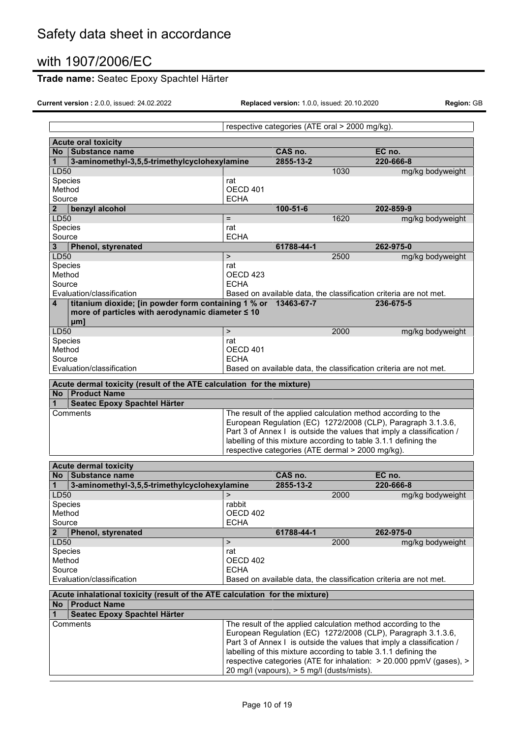| | respective categories (ATE oral > 2000 mg/kg). |
|---|---|

**Acute oral toxicity**

| No | Substance name | | CAS no. | | EC no. |
|---|---|---|---|---|---|
| 1 | 3-aminomethyl-3,5,5-trimethylcyclohexylamine | | 2855-13-2 | | 220-666-8 |
| LD50 | | | | 1030 | mg/kg bodyweight |
| Species | | rat | | | |
| Method | | OECD 401 | | | |
| Source | | ECHA | | | |
| 2 | benzyl alcohol | | 100-51-6 | | 202-859-9 |
| LD50 | | = | | 1620 | mg/kg bodyweight |
| Species | | rat | | | |
| Source | | ECHA | | | |
| 3 | Phenol, styrenated | | 61788-44-1 | | 262-975-0 |
| LD50 | | > | | 2500 | mg/kg bodyweight |
| Species | | rat | | | |
| Method | | OECD 423 | | | |
| Source | | ECHA | | | |
| Evaluation/classification | | Based on available data, the classification criteria are not met. | | | |
| 4 | titanium dioxide; [in powder form containing 1 % or more of particles with aerodynamic diameter ≤ 10 μm] | | 13463-67-7 | | 236-675-5 |
| LD50 | | > | | 2000 | mg/kg bodyweight |
| Species | | rat | | | |
| Method | | OECD 401 | | | |
| Source | | ECHA | | | |
| Evaluation/classification | | Based on available data, the classification criteria are not met. | | | |

**Acute dermal toxicity (result of the ATE calculation for the mixture)**

| No | Product Name | |
|---|---|---|
| 1 | Seatec Epoxy Spachtel Härter | |
| Comments | | The result of the applied calculation method according to the European Regulation (EC) 1272/2008 (CLP), Paragraph 3.1.3.6, Part 3 of Annex I is outside the values that imply a classification / labelling of this mixture according to table 3.1.1 defining the respective categories (ATE dermal > 2000 mg/kg). |

**Acute dermal toxicity**

| No | Substance name | | CAS no. | | EC no. |
|---|---|---|---|---|---|
| 1 | 3-aminomethyl-3,5,5-trimethylcyclohexylamine | | 2855-13-2 | | 220-666-8 |
| LD50 | | > | | 2000 | mg/kg bodyweight |
| Species | | rabbit | | | |
| Method | | OECD 402 | | | |
| Source | | ECHA | | | |
| 2 | Phenol, styrenated | | 61788-44-1 | | 262-975-0 |
| LD50 | | > | | 2000 | mg/kg bodyweight |
| Species | | rat | | | |
| Method | | OECD 402 | | | |
| Source | | ECHA | | | |
| Evaluation/classification | | Based on available data, the classification criteria are not met. | | | |

**Acute inhalational toxicity (result of the ATE calculation for the mixture)**

| No | Product Name | |
|---|---|---|
| 1 | Seatec Epoxy Spachtel Härter | |
| Comments | | The result of the applied calculation method according to the European Regulation (EC) 1272/2008 (CLP), Paragraph 3.1.3.6, Part 3 of Annex I is outside the values that imply a classification / labelling of this mixture according to table 3.1.1 defining the respective categories (ATE for inhalation: > 20.000 ppmV (gases), > 20 mg/l (vapours), > 5 mg/l (dusts/mists). |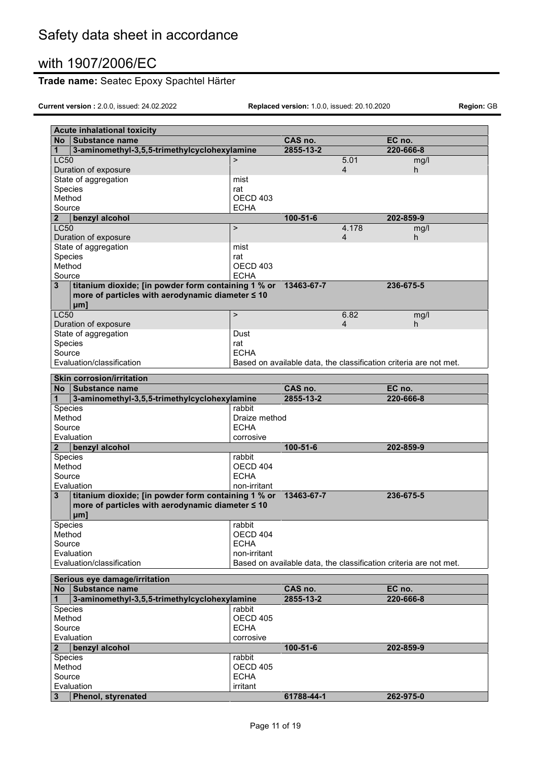| Acute inhalational toxicity | | | | |
|---|---|---|---|---|
| **No** | **Substance name** | | **CAS no.** | **EC no.** |
| **1** | **3-aminomethyl-3,5,5-trimethylcyclohexylamine** | | **2855-13-2** | **220-666-8** |
| LC50 | | > | 5.01 | mg/l |
| Duration of exposure | | | 4 | h |
| State of aggregation | | mist | | |
| Species | | rat | | |
| Method | | OECD 403 | | |
| Source | | ECHA | | |
| **2** | **benzyl alcohol** | | **100-51-6** | **202-859-9** |
| LC50 | | > | 4.178 | mg/l |
| Duration of exposure | | | 4 | h |
| State of aggregation | | mist | | |
| Species | | rat | | |
| Method | | OECD 403 | | |
| Source | | ECHA | | |
| **3** | **titanium dioxide; [in powder form containing 1 % or more of particles with aerodynamic diameter ≤ 10 μm]** | | **13463-67-7** | **236-675-5** |
| LC50 | | > | 6.82 | mg/l |
| Duration of exposure | | | 4 | h |
| State of aggregation | | Dust | | |
| Species | | rat | | |
| Source | | ECHA | | |
| Evaluation/classification | | Based on available data, the classification criteria are not met. | | |

| Skin corrosion/irritation | | | | |
|---|---|---|---|---|
| **No** | **Substance name** | | **CAS no.** | **EC no.** |
| **1** | **3-aminomethyl-3,5,5-trimethylcyclohexylamine** | | **2855-13-2** | **220-666-8** |
| Species | | rabbit | | |
| Method | | Draize method | | |
| Source | | ECHA | | |
| Evaluation | | corrosive | | |
| **2** | **benzyl alcohol** | | **100-51-6** | **202-859-9** |
| Species | | rabbit | | |
| Method | | OECD 404 | | |
| Source | | ECHA | | |
| Evaluation | | non-irritant | | |
| **3** | **titanium dioxide; [in powder form containing 1 % or more of particles with aerodynamic diameter ≤ 10 μm]** | | **13463-67-7** | **236-675-5** |
| Species | | rabbit | | |
| Method | | OECD 404 | | |
| Source | | ECHA | | |
| Evaluation | | non-irritant | | |
| Evaluation/classification | | Based on available data, the classification criteria are not met. | | |

| Serious eye damage/irritation | | | | |
|---|---|---|---|---|
| **No** | **Substance name** | | **CAS no.** | **EC no.** |
| **1** | **3-aminomethyl-3,5,5-trimethylcyclohexylamine** | | **2855-13-2** | **220-666-8** |
| Species | | rabbit | | |
| Method | | OECD 405 | | |
| Source | | ECHA | | |
| Evaluation | | corrosive | | |
| **2** | **benzyl alcohol** | | **100-51-6** | **202-859-9** |
| Species | | rabbit | | |
| Method | | OECD 405 | | |
| Source | | ECHA | | |
| Evaluation | | irritant | | |
| **3** | **Phenol, styrenated** | | **61788-44-1** | **262-975-0** |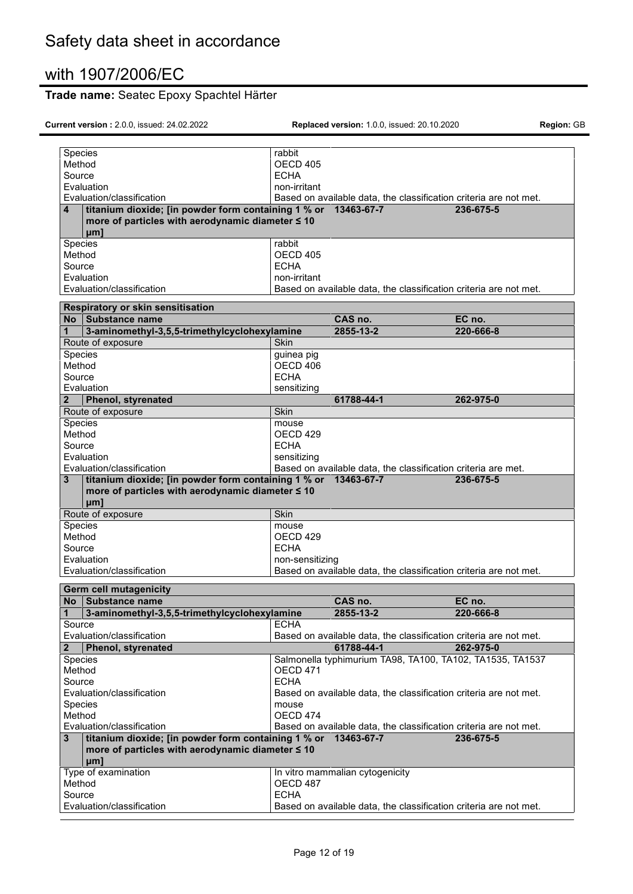| | | | | |
|---|---|---|---|---|
| Species | | rabbit | | |
| Method | | OECD 405 | | |
| Source | | ECHA | | |
| Evaluation | | non-irritant | | |
| Evaluation/classification | | Based on available data, the classification criteria are not met. | | |
| **4** | **titanium dioxide; [in powder form containing 1 % or more of particles with aerodynamic diameter ≤ 10 μm]** | | **13463-67-7** | **236-675-5** |
| Species | | rabbit | | |
| Method | | OECD 405 | | |
| Source | | ECHA | | |
| Evaluation | | non-irritant | | |
| Evaluation/classification | | Based on available data, the classification criteria are not met. | | |

| **Respiratory or skin sensitisation** | | | | |
|---|---|---|---|---|
| **No** | **Substance name** | | **CAS no.** | **EC no.** |
| **1** | **3-aminomethyl-3,5,5-trimethylcyclohexylamine** | | **2855-13-2** | **220-666-8** |
| Route of exposure | | Skin | | |
| Species | | guinea pig | | |
| Method | | OECD 406 | | |
| Source | | ECHA | | |
| Evaluation | | sensitizing | | |
| **2** | **Phenol, styrenated** | | **61788-44-1** | **262-975-0** |
| Route of exposure | | Skin | | |
| Species | | mouse | | |
| Method | | OECD 429 | | |
| Source | | ECHA | | |
| Evaluation | | sensitizing | | |
| Evaluation/classification | | Based on available data, the classification criteria are met. | | |
| **3** | **titanium dioxide; [in powder form containing 1 % or more of particles with aerodynamic diameter ≤ 10 μm]** | | **13463-67-7** | **236-675-5** |
| Route of exposure | | Skin | | |
| Species | | mouse | | |
| Method | | OECD 429 | | |
| Source | | ECHA | | |
| Evaluation | | non-sensitizing | | |
| Evaluation/classification | | Based on available data, the classification criteria are not met. | | |

| **Germ cell mutagenicity** | | | | |
|---|---|---|---|---|
| **No** | **Substance name** | | **CAS no.** | **EC no.** |
| **1** | **3-aminomethyl-3,5,5-trimethylcyclohexylamine** | | **2855-13-2** | **220-666-8** |
| Source | | ECHA | | |
| Evaluation/classification | | Based on available data, the classification criteria are not met. | | |
| **2** | **Phenol, styrenated** | | **61788-44-1** | **262-975-0** |
| Species | | Salmonella typhimurium TA98, TA100, TA102, TA1535, TA1537 | | |
| Method | | OECD 471 | | |
| Source | | ECHA | | |
| Evaluation/classification | | Based on available data, the classification criteria are not met. | | |
| Species | | mouse | | |
| Method | | OECD 474 | | |
| Evaluation/classification | | Based on available data, the classification criteria are not met. | | |
| **3** | **titanium dioxide; [in powder form containing 1 % or more of particles with aerodynamic diameter ≤ 10 μm]** | | **13463-67-7** | **236-675-5** |
| Type of examination | | In vitro mammalian cytogenicity | | |
| Method | | OECD 487 | | |
| Source | | ECHA | | |
| Evaluation/classification | | Based on available data, the classification criteria are not met. | | |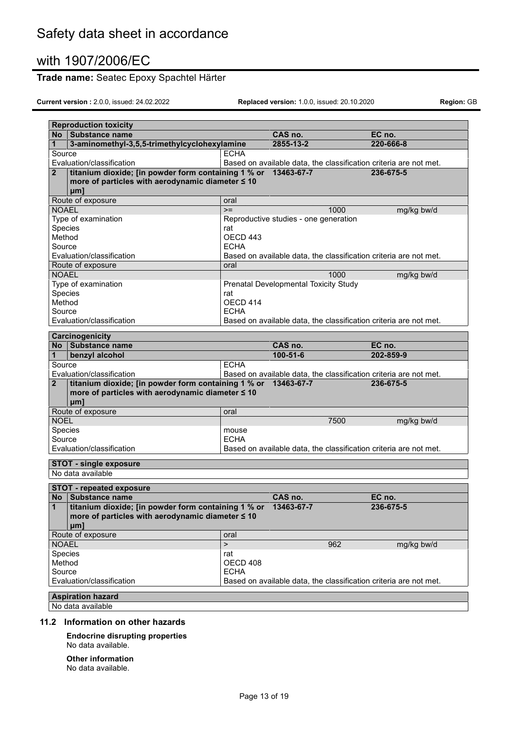| Reproduction toxicity | | | | |
|---|---|---|---|---|
| **No** | **Substance name** | | **CAS no.** | **EC no.** |
| **1** | **3-aminomethyl-3,5,5-trimethylcyclohexylamine** | | **2855-13-2** | **220-666-8** |
| Source | | ECHA | | |
| Evaluation/classification | | Based on available data, the classification criteria are not met. | | |
| **2** | **titanium dioxide; [in powder form containing 1 % or more of particles with aerodynamic diameter ≤ 10 μm]** | | **13463-67-7** | **236-675-5** |
| Route of exposure | | oral | | |
| NOAEL | | >= | 1000 | mg/kg bw/d |
| Type of examination | | Reproductive studies - one generation | | |
| Species | | rat | | |
| Method | | OECD 443 | | |
| Source | | ECHA | | |
| Evaluation/classification | | Based on available data, the classification criteria are not met. | | |
| Route of exposure | | oral | | |
| NOAEL | | | 1000 | mg/kg bw/d |
| Type of examination | | Prenatal Developmental Toxicity Study | | |
| Species | | rat | | |
| Method | | OECD 414 | | |
| Source | | ECHA | | |
| Evaluation/classification | | Based on available data, the classification criteria are not met. | | |

| Carcinogenicity | | | | |
|---|---|---|---|---|
| **No** | **Substance name** | | **CAS no.** | **EC no.** |
| **1** | **benzyl alcohol** | | **100-51-6** | **202-859-9** |
| Source | | ECHA | | |
| Evaluation/classification | | Based on available data, the classification criteria are not met. | | |
| **2** | **titanium dioxide; [in powder form containing 1 % or more of particles with aerodynamic diameter ≤ 10 μm]** | | **13463-67-7** | **236-675-5** |
| Route of exposure | | oral | | |
| NOEL | | | 7500 | mg/kg bw/d |
| Species | | mouse | | |
| Source | | ECHA | | |
| Evaluation/classification | | Based on available data, the classification criteria are not met. | | |

| STOT - single exposure |
|---|
| No data available |

| STOT - repeated exposure | | | | |
|---|---|---|---|---|
| **No** | **Substance name** | | **CAS no.** | **EC no.** |
| **1** | **titanium dioxide; [in powder form containing 1 % or more of particles with aerodynamic diameter ≤ 10 μm]** | | **13463-67-7** | **236-675-5** |
| Route of exposure | | oral | | |
| NOAEL | | > | 962 | mg/kg bw/d |
| Species | | rat | | |
| Method | | OECD 408 | | |
| Source | | ECHA | | |
| Evaluation/classification | | Based on available data, the classification criteria are not met. | | |

| Aspiration hazard |
|---|
| No data available |

## 11.2 Information on other hazards

**Endocrine disrupting properties**

No data available.

**Other information**

No data available.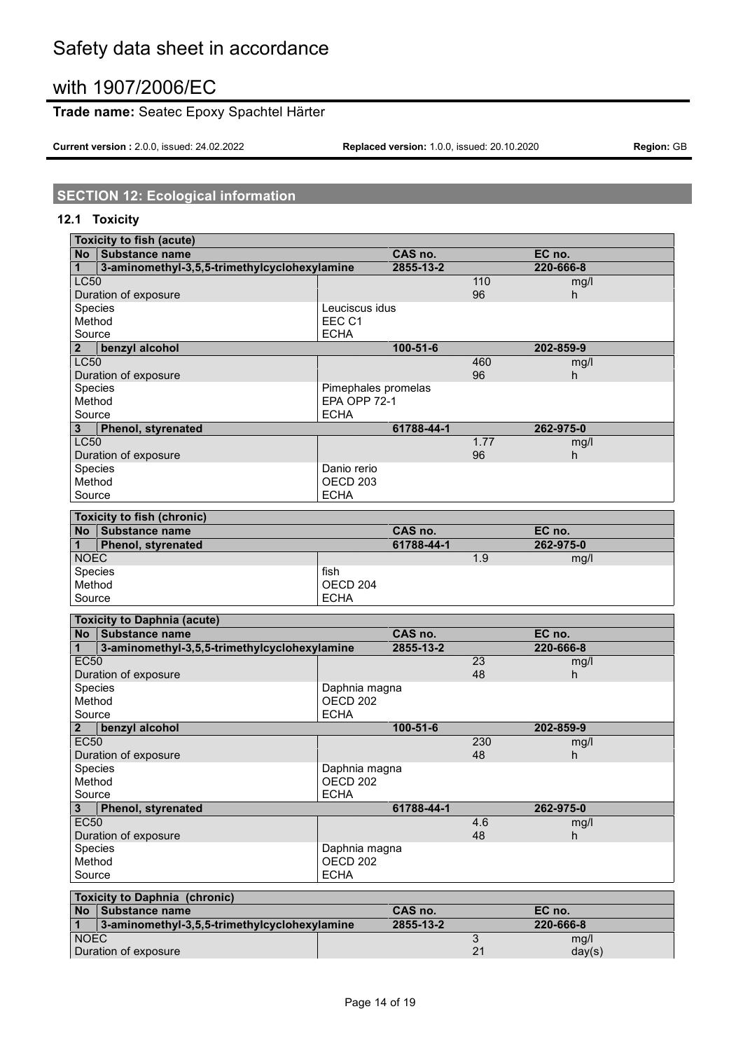## SECTION 12: Ecological information

### 12.1 Toxicity

| Toxicity to fish (acute) | | | | |
|---|---|---|---|---|
| **No** | **Substance name** | **CAS no.** | | **EC no.** |
| **1** | **3-aminomethyl-3,5,5-trimethylcyclohexylamine** | **2855-13-2** | | **220-666-8** |
| LC50 | | | 110 | mg/l |
| Duration of exposure | | | 96 | h |
| Species | Leuciscus idus | | | |
| Method | EEC C1 | | | |
| Source | ECHA | | | |
| **2** | **benzyl alcohol** | **100-51-6** | | **202-859-9** |
| LC50 | | | 460 | mg/l |
| Duration of exposure | | | 96 | h |
| Species | Pimephales promelas | | | |
| Method | EPA OPP 72-1 | | | |
| Source | ECHA | | | |
| **3** | **Phenol, styrenated** | **61788-44-1** | | **262-975-0** |
| LC50 | | | 1.77 | mg/l |
| Duration of exposure | | | 96 | h |
| Species | Danio rerio | | | |
| Method | OECD 203 | | | |
| Source | ECHA | | | |

| Toxicity to fish (chronic) | | | | |
|---|---|---|---|---|
| **No** | **Substance name** | **CAS no.** | | **EC no.** |
| **1** | **Phenol, styrenated** | **61788-44-1** | | **262-975-0** |
| NOEC | | | 1.9 | mg/l |
| Species | fish | | | |
| Method | OECD 204 | | | |
| Source | ECHA | | | |

| Toxicity to Daphnia (acute) | | | | |
|---|---|---|---|---|
| **No** | **Substance name** | **CAS no.** | | **EC no.** |
| **1** | **3-aminomethyl-3,5,5-trimethylcyclohexylamine** | **2855-13-2** | | **220-666-8** |
| EC50 | | | 23 | mg/l |
| Duration of exposure | | | 48 | h |
| Species | Daphnia magna | | | |
| Method | OECD 202 | | | |
| Source | ECHA | | | |
| **2** | **benzyl alcohol** | **100-51-6** | | **202-859-9** |
| EC50 | | | 230 | mg/l |
| Duration of exposure | | | 48 | h |
| Species | Daphnia magna | | | |
| Method | OECD 202 | | | |
| Source | ECHA | | | |
| **3** | **Phenol, styrenated** | **61788-44-1** | | **262-975-0** |
| EC50 | | | 4.6 | mg/l |
| Duration of exposure | | | 48 | h |
| Species | Daphnia magna | | | |
| Method | OECD 202 | | | |
| Source | ECHA | | | |

| Toxicity to Daphnia (chronic) | | | | |
|---|---|---|---|---|
| **No** | **Substance name** | **CAS no.** | | **EC no.** |
| **1** | **3-aminomethyl-3,5,5-trimethylcyclohexylamine** | **2855-13-2** | | **220-666-8** |
| NOEC | | | 3 | mg/l |
| Duration of exposure | | | 21 | day(s) |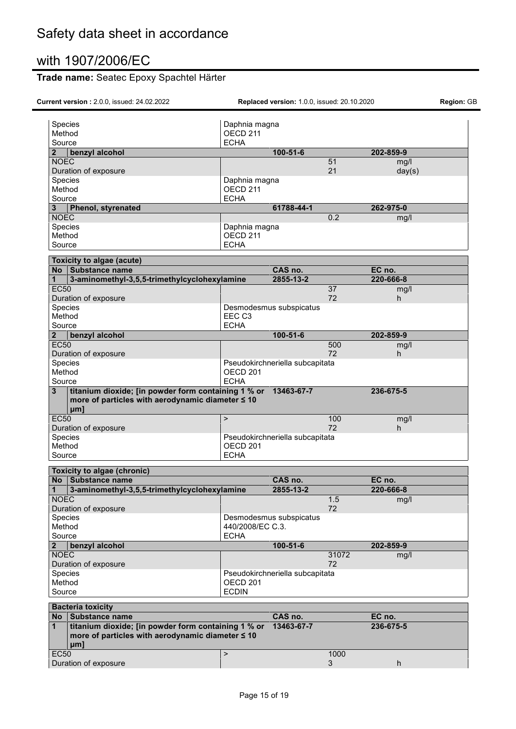| | | | | |
|---|---|---|---|---|
| Species | Daphnia magna | | | |
| Method | OECD 211 | | | |
| Source | ECHA | | | |
| **2** **benzyl alcohol** | | **100-51-6** | | **202-859-9** |
| NOEC | | | 51 | mg/l |
| Duration of exposure | | | 21 | day(s) |
| Species | Daphnia magna | | | |
| Method | OECD 211 | | | |
| Source | ECHA | | | |
| **3** **Phenol, styrenated** | | **61788-44-1** | | **262-975-0** |
| NOEC | | | 0.2 | mg/l |
| Species | Daphnia magna | | | |
| Method | OECD 211 | | | |
| Source | ECHA | | | |

| **Toxicity to algae (acute)** | | | | |
|---|---|---|---|---|
| **No** **Substance name** | | **CAS no.** | | **EC no.** |
| **1** **3-aminomethyl-3,5,5-trimethylcyclohexylamine** | | **2855-13-2** | | **220-666-8** |
| EC50 | | | 37 | mg/l |
| Duration of exposure | | | 72 | h |
| Species | Desmodesmus subspicatus | | | |
| Method | EEC C3 | | | |
| Source | ECHA | | | |
| **2** **benzyl alcohol** | | **100-51-6** | | **202-859-9** |
| EC50 | | | 500 | mg/l |
| Duration of exposure | | | 72 | h |
| Species | Pseudokirchneriella subcapitata | | | |
| Method | OECD 201 | | | |
| Source | ECHA | | | |
| **3** **titanium dioxide; [in powder form containing 1 % or more of particles with aerodynamic diameter ≤ 10 μm]** | | **13463-67-7** | | **236-675-5** |
| EC50 | > | | 100 | mg/l |
| Duration of exposure | | | 72 | h |
| Species | Pseudokirchneriella subcapitata | | | |
| Method | OECD 201 | | | |
| Source | ECHA | | | |

| **Toxicity to algae (chronic)** | | | | |
|---|---|---|---|---|
| **No** **Substance name** | | **CAS no.** | | **EC no.** |
| **1** **3-aminomethyl-3,5,5-trimethylcyclohexylamine** | | **2855-13-2** | | **220-666-8** |
| NOEC | | | 1.5 | mg/l |
| Duration of exposure | | | 72 | |
| Species | Desmodesmus subspicatus | | | |
| Method | 440/2008/EC C.3. | | | |
| Source | ECHA | | | |
| **2** **benzyl alcohol** | | **100-51-6** | | **202-859-9** |
| NOEC | | | 31072 | mg/l |
| Duration of exposure | | | 72 | |
| Species | Pseudokirchneriella subcapitata | | | |
| Method | OECD 201 | | | |
| Source | ECDIN | | | |

| **Bacteria toxicity** | | | | |
|---|---|---|---|---|
| **No** **Substance name** | | **CAS no.** | | **EC no.** |
| **1** **titanium dioxide; [in powder form containing 1 % or more of particles with aerodynamic diameter ≤ 10 μm]** | | **13463-67-7** | | **236-675-5** |
| EC50 | > | | 1000 | |
| Duration of exposure | | | 3 | h |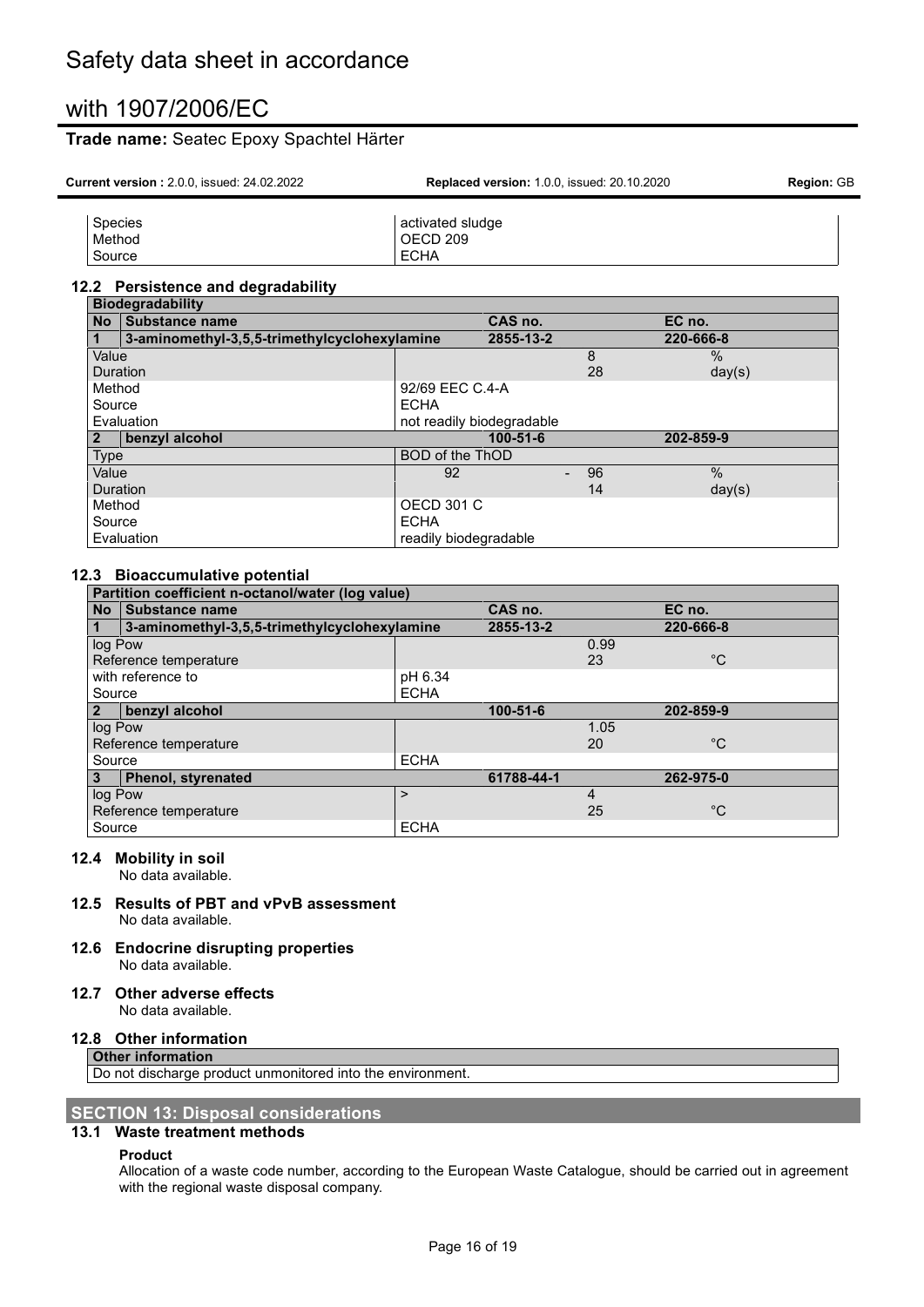| | |
|---|---|
| Species | activated sludge |
| Method | OECD 209 |
| Source | ECHA |

### 12.2 Persistence and degradability

| **Biodegradability** | | | | |
|---|---|---|---|---|
| **No** | **Substance name** | | **CAS no.** | **EC no.** |
| **1** | **3-aminomethyl-3,5,5-trimethylcyclohexylamine** | | **2855-13-2** | **220-666-8** |
| Value | | | 8 | % |
| Duration | | | 28 | day(s) |
| Method | | 92/69 EEC C.4-A | | |
| Source | | ECHA | | |
| Evaluation | | not readily biodegradable | | |
| **2** | **benzyl alcohol** | | **100-51-6** | **202-859-9** |
| Type | | BOD of the ThOD | | |
| Value | | 92 | - 96 | % |
| Duration | | | 14 | day(s) |
| Method | | OECD 301 C | | |
| Source | | ECHA | | |
| Evaluation | | readily biodegradable | | |

### 12.3 Bioaccumulative potential

| **Partition coefficient n-octanol/water (log value)** | | | | |
|---|---|---|---|---|
| **No** | **Substance name** | | **CAS no.** | **EC no.** |
| **1** | **3-aminomethyl-3,5,5-trimethylcyclohexylamine** | | **2855-13-2** | **220-666-8** |
| log Pow | | | 0.99 | |
| Reference temperature | | | 23 | °C |
| with reference to | | pH 6.34 | | |
| Source | | ECHA | | |
| **2** | **benzyl alcohol** | | **100-51-6** | **202-859-9** |
| log Pow | | | 1.05 | |
| Reference temperature | | | 20 | °C |
| Source | | ECHA | | |
| **3** | **Phenol, styrenated** | | **61788-44-1** | **262-975-0** |
| log Pow | | > | 4 | |
| Reference temperature | | | 25 | °C |
| Source | | ECHA | | |

### 12.4 Mobility in soil

No data available.

### 12.5 Results of PBT and vPvB assessment

No data available.

### 12.6 Endocrine disrupting properties

No data available.

### 12.7 Other adverse effects

No data available.

### 12.8 Other information

| **Other information** |
|---|
| Do not discharge product unmonitored into the environment. |

## SECTION 13: Disposal considerations

### 13.1 Waste treatment methods

**Product**

Allocation of a waste code number, according to the European Waste Catalogue, should be carried out in agreement with the regional waste disposal company.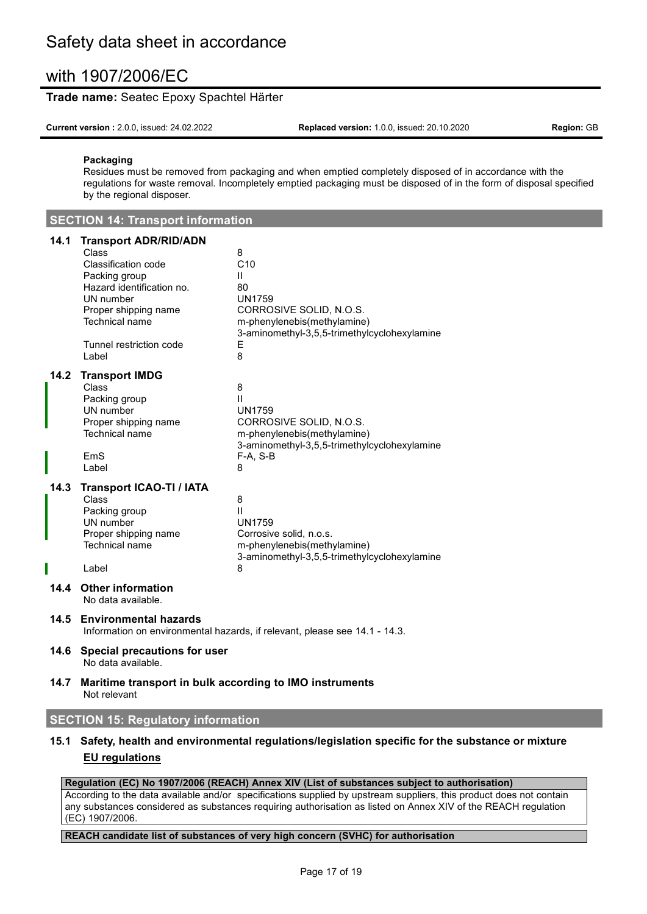**Packaging**

Residues must be removed from packaging and when emptied completely disposed of in accordance with the regulations for waste removal. Incompletely emptied packaging must be disposed of in the form of disposal specified by the regional disposer.

## SECTION 14: Transport information

### 14.1 Transport ADR/RID/ADN

| | |
|---|---|
| Class | 8 |
| Classification code | C10 |
| Packing group | II |
| Hazard identification no. | 80 |
| UN number | UN1759 |
| Proper shipping name | CORROSIVE SOLID, N.O.S. |
| Technical name | m-phenylenebis(methylamine)<br>3-aminomethyl-3,5,5-trimethylcyclohexylamine |
| Tunnel restriction code | E |
| Label | 8 |

### 14.2 Transport IMDG

| | |
|---|---|
| Class | 8 |
| Packing group | II |
| UN number | UN1759 |
| Proper shipping name | CORROSIVE SOLID, N.O.S. |
| Technical name | m-phenylenebis(methylamine)<br>3-aminomethyl-3,5,5-trimethylcyclohexylamine |
| EmS | F-A, S-B |
| Label | 8 |

### 14.3 Transport ICAO-TI / IATA

| | |
|---|---|
| Class | 8 |
| Packing group | II |
| UN number | UN1759 |
| Proper shipping name | Corrosive solid, n.o.s. |
| Technical name | m-phenylenebis(methylamine)<br>3-aminomethyl-3,5,5-trimethylcyclohexylamine |
| Label | 8 |

### 14.4 Other information

No data available.

### 14.5 Environmental hazards

Information on environmental hazards, if relevant, please see 14.1 - 14.3.

### 14.6 Special precautions for user

No data available.

### 14.7 Maritime transport in bulk according to IMO instruments

Not relevant

## SECTION 15: Regulatory information

### 15.1 Safety, health and environmental regulations/legislation specific for the substance or mixture

**EU regulations**

**Regulation (EC) No 1907/2006 (REACH) Annex XIV (List of substances subject to authorisation)**

According to the data available and/or specifications supplied by upstream suppliers, this product does not contain any substances considered as substances requiring authorisation as listed on Annex XIV of the REACH regulation (EC) 1907/2006.

**REACH candidate list of substances of very high concern (SVHC) for authorisation**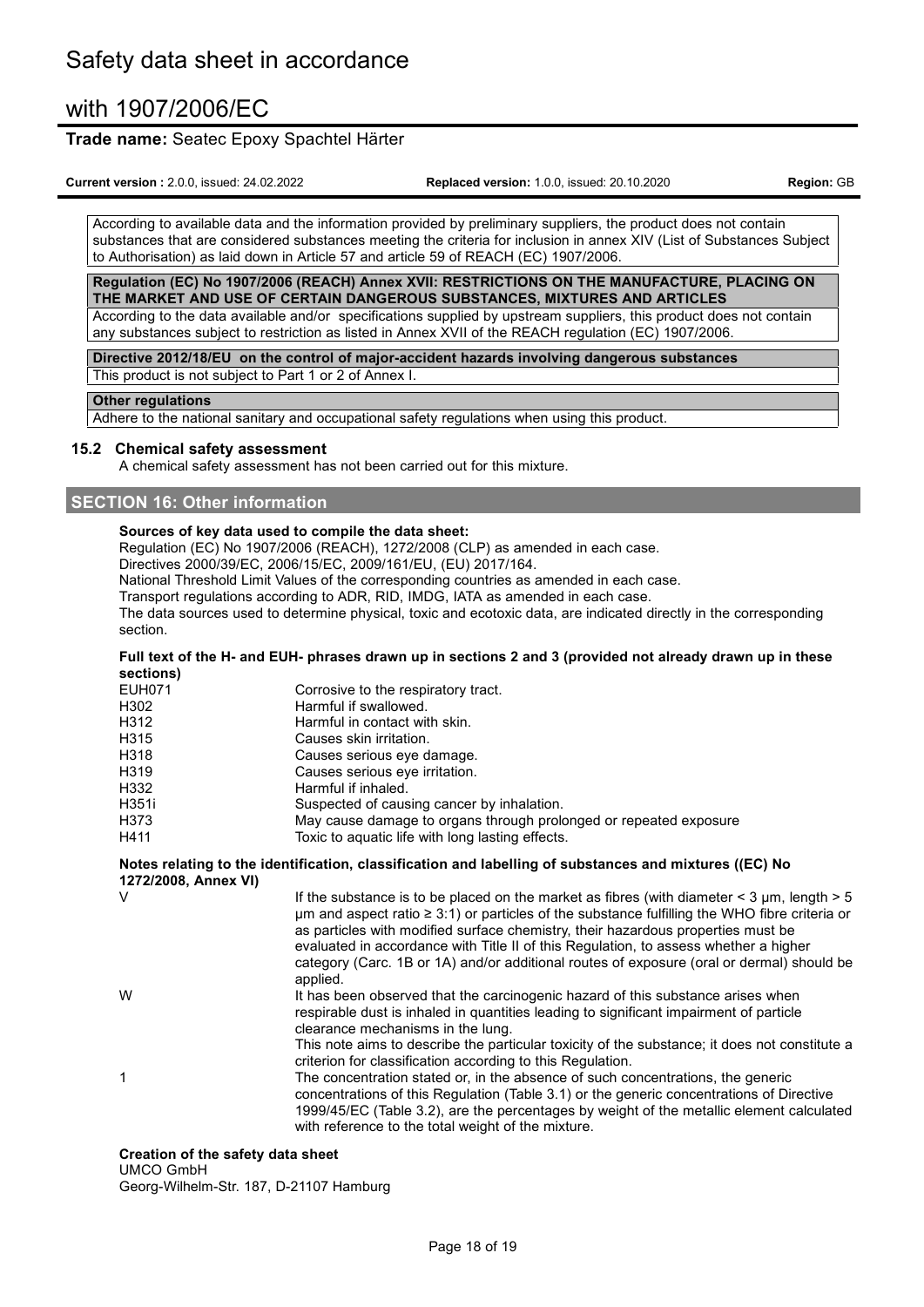According to available data and the information provided by preliminary suppliers, the product does not contain substances that are considered substances meeting the criteria for inclusion in annex XIV (List of Substances Subject to Authorisation) as laid down in Article 57 and article 59 of REACH (EC) 1907/2006.

**Regulation (EC) No 1907/2006 (REACH) Annex XVII: RESTRICTIONS ON THE MANUFACTURE, PLACING ON THE MARKET AND USE OF CERTAIN DANGEROUS SUBSTANCES, MIXTURES AND ARTICLES**

According to the data available and/or specifications supplied by upstream suppliers, this product does not contain any substances subject to restriction as listed in Annex XVII of the REACH regulation (EC) 1907/2006.

**Directive 2012/18/EU on the control of major-accident hazards involving dangerous substances**

This product is not subject to Part 1 or 2 of Annex I.

**Other regulations**

Adhere to the national sanitary and occupational safety regulations when using this product.

### 15.2 Chemical safety assessment

A chemical safety assessment has not been carried out for this mixture.

## SECTION 16: Other information

**Sources of key data used to compile the data sheet:**

Regulation (EC) No 1907/2006 (REACH), 1272/2008 (CLP) as amended in each case.
Directives 2000/39/EC, 2006/15/EC, 2009/161/EU, (EU) 2017/164.
National Threshold Limit Values of the corresponding countries as amended in each case.
Transport regulations according to ADR, RID, IMDG, IATA as amended in each case.
The data sources used to determine physical, toxic and ecotoxic data, are indicated directly in the corresponding section.

**Full text of the H- and EUH- phrases drawn up in sections 2 and 3 (provided not already drawn up in these sections)**

| | |
|---|---|
| EUH071 | Corrosive to the respiratory tract. |
| H302 | Harmful if swallowed. |
| H312 | Harmful in contact with skin. |
| H315 | Causes skin irritation. |
| H318 | Causes serious eye damage. |
| H319 | Causes serious eye irritation. |
| H332 | Harmful if inhaled. |
| H351i | Suspected of causing cancer by inhalation. |
| H373 | May cause damage to organs through prolonged or repeated exposure |
| H411 | Toxic to aquatic life with long lasting effects. |

**Notes relating to the identification, classification and labelling of substances and mixtures ((EC) No 1272/2008, Annex VI)**

| | |
|---|---|
| V | If the substance is to be placed on the market as fibres (with diameter < 3 µm, length > 5 µm and aspect ratio ≥ 3:1) or particles of the substance fulfilling the WHO fibre criteria or as particles with modified surface chemistry, their hazardous properties must be evaluated in accordance with Title II of this Regulation, to assess whether a higher category (Carc. 1B or 1A) and/or additional routes of exposure (oral or dermal) should be applied. |
| W | It has been observed that the carcinogenic hazard of this substance arises when respirable dust is inhaled in quantities leading to significant impairment of particle clearance mechanisms in the lung. This note aims to describe the particular toxicity of the substance; it does not constitute a criterion for classification according to this Regulation. |
| 1 | The concentration stated or, in the absence of such concentrations, the generic concentrations of this Regulation (Table 3.1) or the generic concentrations of Directive 1999/45/EC (Table 3.2), are the percentages by weight of the metallic element calculated with reference to the total weight of the mixture. |

**Creation of the safety data sheet**

UMCO GmbH
Georg-Wilhelm-Str. 187, D-21107 Hamburg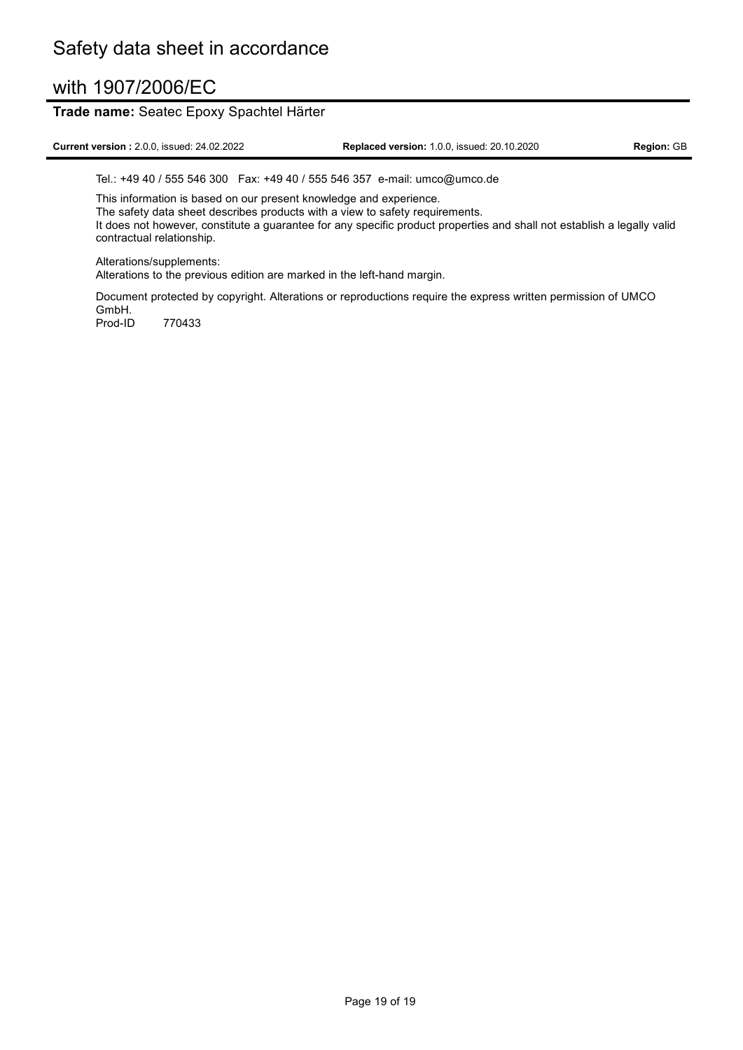Tel.: +49 40 / 555 546 300   Fax: +49 40 / 555 546 357   e-mail: umco@umco.de

This information is based on our present knowledge and experience.
The safety data sheet describes products with a view to safety requirements.
It does not however, constitute a guarantee for any specific product properties and shall not establish a legally valid contractual relationship.

Alterations/supplements:
Alterations to the previous edition are marked in the left-hand margin.

Document protected by copyright. Alterations or reproductions require the express written permission of UMCO GmbH.
Prod-ID    770433